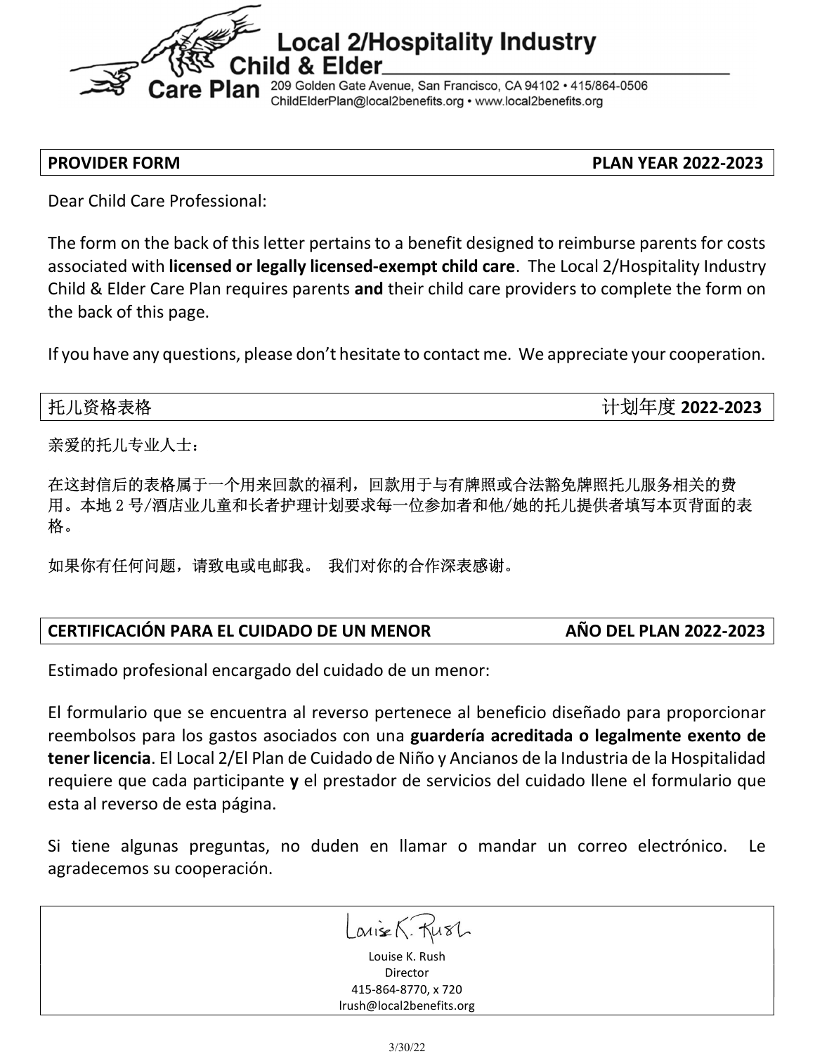# Local 2/Hospitality Industry Child & Elder Care Plan

209 Golden Gate Avenue, San Francisco, CA 94102 • 415/864-0506
ChildElderPlan@local2benefits.org • www.local2benefits.org

## PROVIDER FORM — PLAN YEAR 2022-2023

Dear Child Care Professional:

The form on the back of this letter pertains to a benefit designed to reimburse parents for costs associated with **licensed or legally licensed-exempt child care**. The Local 2/Hospitality Industry Child & Elder Care Plan requires parents **and** their child care providers to complete the form on the back of this page.

If you have any questions, please don't hesitate to contact me. We appreciate your cooperation.

## 托儿资格表格 — 计划年度 2022-2023

亲爱的托儿专业人士：

在这封信后的表格属于一个用来回款的福利，回款用于与有牌照或合法豁免牌照托儿服务相关的费用。本地 2 号/酒店业儿童和长者护理计划要求每一位参加者和他/她的托儿提供者填写本页背面的表格。

如果你有任何问题，请致电或电邮我。 我们对你的合作深表感谢。

## CERTIFICACIÓN PARA EL CUIDADO DE UN MENOR — AÑO DEL PLAN 2022-2023

Estimado profesional encargado del cuidado de un menor:

El formulario que se encuentra al reverso pertenece al beneficio diseñado para proporcionar reembolsos para los gastos asociados con una **guardería acreditada o legalmente exento de tener licencia**. El Local 2/El Plan de Cuidado de Niño y Ancianos de la Industria de la Hospitalidad requiere que cada participante **y** el prestador de servicios del cuidado llene el formulario que esta al reverso de esta página.

Si tiene algunas preguntas, no duden en llamar o mandar un correo electrónico. Le agradecemos su cooperación.

Louise K. Rush
Louise K. Rush
Director
415-864-8770, x 720
lrush@local2benefits.org

3/30/22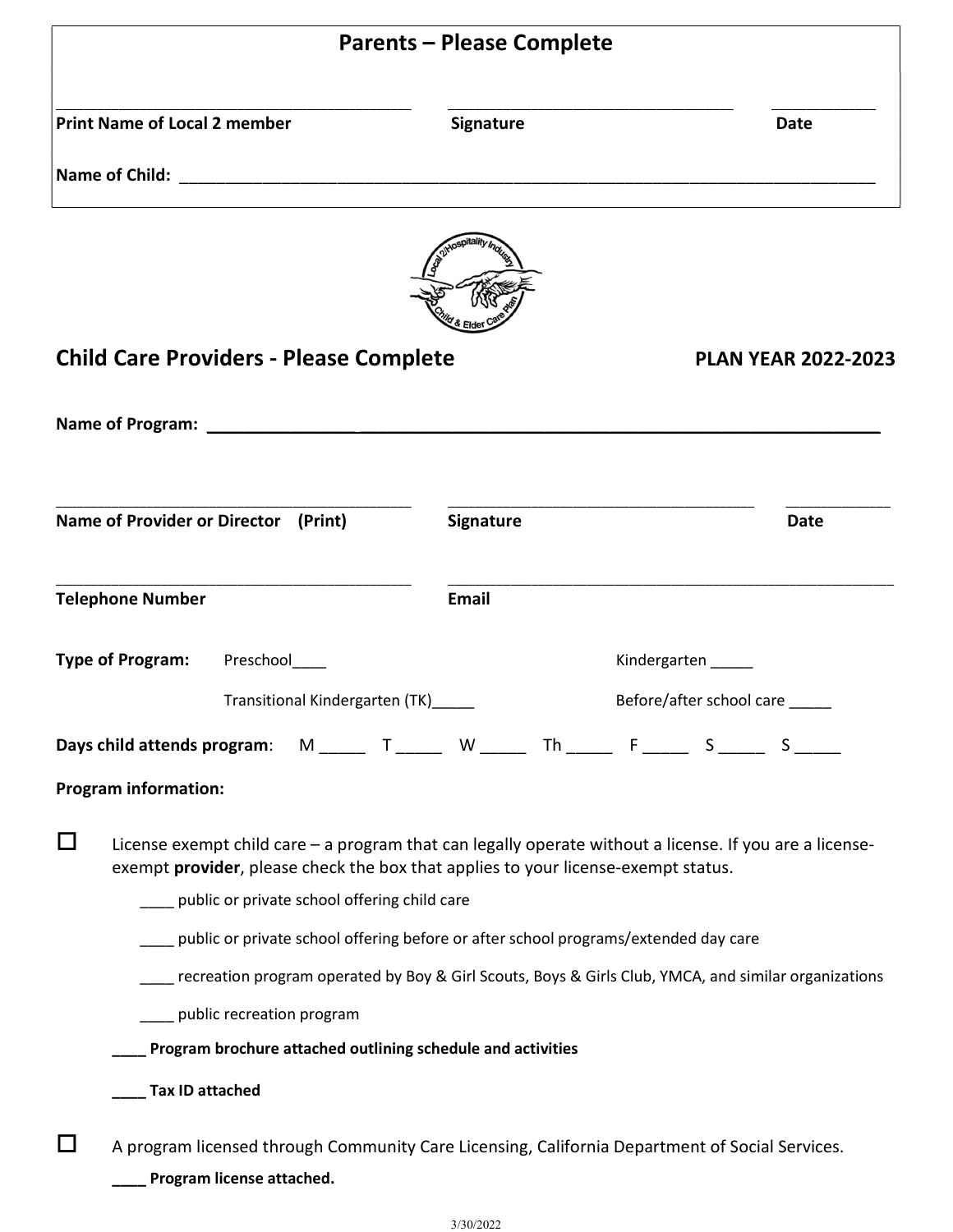## Parents – Please Complete

_______________________________________ _______________________________ ___________

**Print Name of Local 2 member** **Signature** **Date**

**Name of Child:** ___________________________________________________________________________

## Child Care Providers - Please Complete

**PLAN YEAR 2022-2023**

**Name of Program:** ______________________________________________________________________

_______________________________________ _________________________________ ___________

**Name of Provider or Director (Print)** **Signature** **Date**

_______________________________________ _______________________________________________

**Telephone Number** **Email**

**Type of Program:** Preschool____ Kindergarten _____

Transitional Kindergarten (TK)_____ Before/after school care _____

**Days child attends program**: M _____ T _____ W _____ Th _____ F _____ S _____ S _____

**Program information:**

☐ License exempt child care – a program that can legally operate without a license. If you are a license-exempt **provider**, please check the box that applies to your license-exempt status.

____ public or private school offering child care

____ public or private school offering before or after school programs/extended day care

____ recreation program operated by Boy & Girl Scouts, Boys & Girls Club, YMCA, and similar organizations

____ public recreation program

**____ Program brochure attached outlining schedule and activities**

**____ Tax ID attached**

☐ A program licensed through Community Care Licensing, California Department of Social Services.

**____ Program license attached.**

3/30/2022